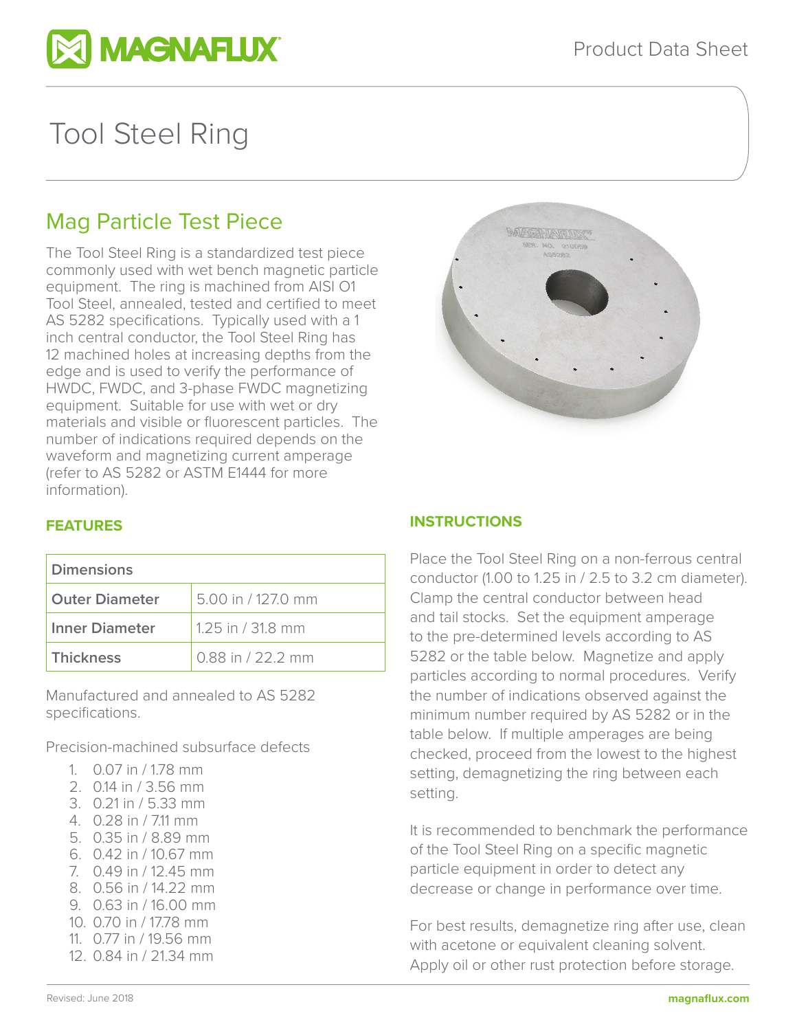# Tool Steel Ring

## Mag Particle Test Piece

The Tool Steel Ring is a standardized test piece commonly used with wet bench magnetic particle equipment. The ring is machined from AISI O1 Tool Steel, annealed, tested and certified to meet AS 5282 specifications. Typically used with a 1 inch central conductor, the Tool Steel Ring has 12 machined holes at increasing depths from the edge and is used to verify the performance of HWDC, FWDC, and 3-phase FWDC magnetizing equipment. Suitable for use with wet or dry materials and visible or fluorescent particles. The number of indications required depends on the waveform and magnetizing current amperage (refer to AS 5282 or ASTM E1444 for more information).

### FEATURES

| Dimensions | |
|---|---|
| **Outer Diameter** | 5.00 in / 127.0 mm |
| **Inner Diameter** | 1.25 in / 31.8 mm |
| **Thickness** | 0.88 in / 22.2 mm |

Manufactured and annealed to AS 5282 specifications.

Precision-machined subsurface defects

1. 0.07 in / 1.78 mm
2. 0.14 in / 3.56 mm
3. 0.21 in / 5.33 mm
4. 0.28 in / 7.11 mm
5. 0.35 in / 8.89 mm
6. 0.42 in / 10.67 mm
7. 0.49 in / 12.45 mm
8. 0.56 in / 14.22 mm
9. 0.63 in / 16.00 mm
10. 0.70 in / 17.78 mm
11. 0.77 in / 19.56 mm
12. 0.84 in / 21.34 mm

### INSTRUCTIONS

Place the Tool Steel Ring on a non-ferrous central conductor (1.00 to 1.25 in / 2.5 to 3.2 cm diameter). Clamp the central conductor between head and tail stocks. Set the equipment amperage to the pre-determined levels according to AS 5282 or the table below. Magnetize and apply particles according to normal procedures. Verify the number of indications observed against the minimum number required by AS 5282 or in the table below. If multiple amperages are being checked, proceed from the lowest to the highest setting, demagnetizing the ring between each setting.

It is recommended to benchmark the performance of the Tool Steel Ring on a specific magnetic particle equipment in order to detect any decrease or change in performance over time.

For best results, demagnetize ring after use, clean with acetone or equivalent cleaning solvent. Apply oil or other rust protection before storage.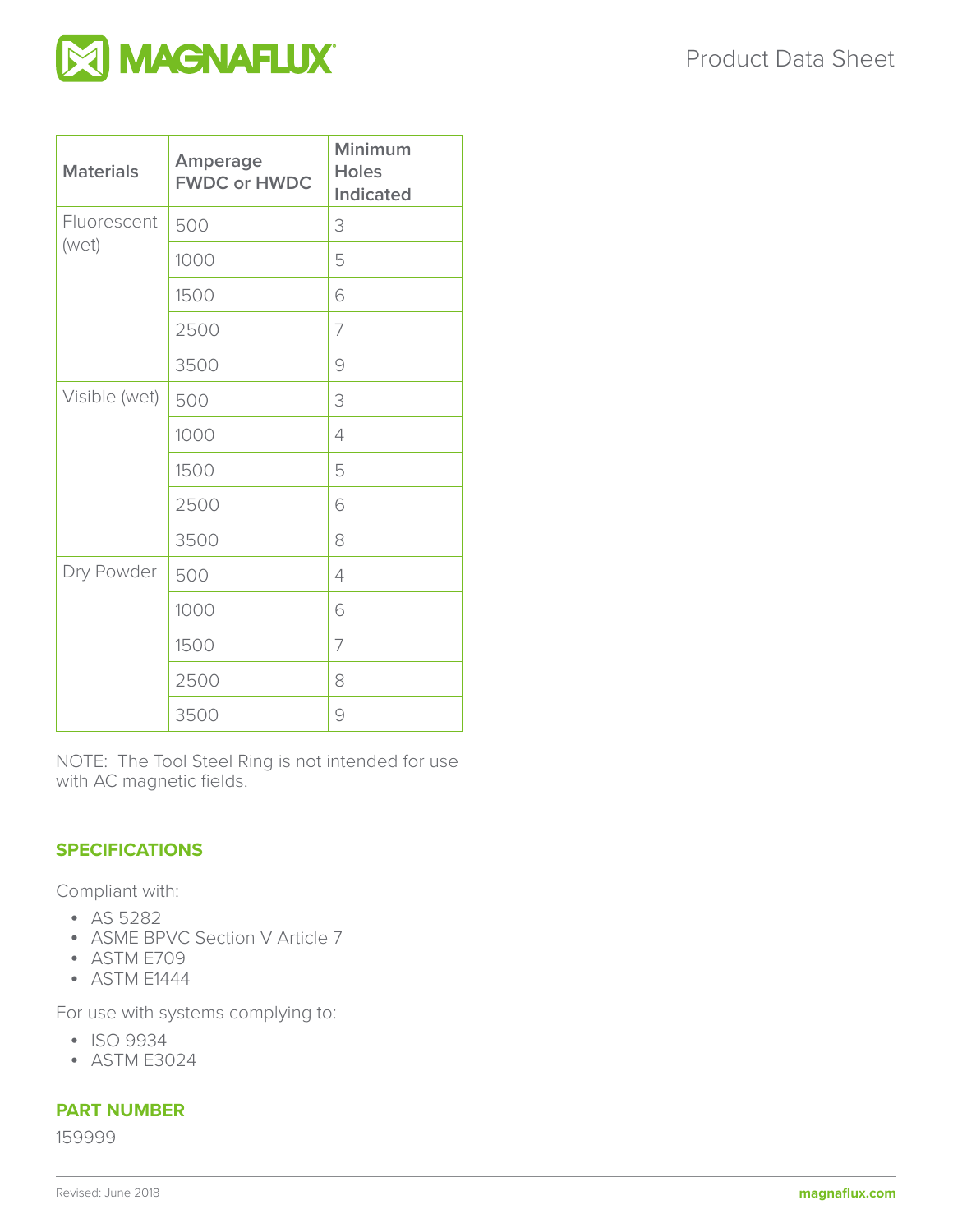| Materials | Amperage FWDC or HWDC | Minimum Holes Indicated |
|---|---|---|
| Fluorescent (wet) | 500 | 3 |
| | 1000 | 5 |
| | 1500 | 6 |
| | 2500 | 7 |
| | 3500 | 9 |
| Visible (wet) | 500 | 3 |
| | 1000 | 4 |
| | 1500 | 5 |
| | 2500 | 6 |
| | 3500 | 8 |
| Dry Powder | 500 | 4 |
| | 1000 | 6 |
| | 1500 | 7 |
| | 2500 | 8 |
| | 3500 | 9 |

NOTE: The Tool Steel Ring is not intended for use with AC magnetic fields.

## SPECIFICATIONS

Compliant with:

- AS 5282
- ASME BPVC Section V Article 7
- ASTM E709
- ASTM E1444

For use with systems complying to:

- ISO 9934
- ASTM E3024

## PART NUMBER

159999

Revised: June 2018